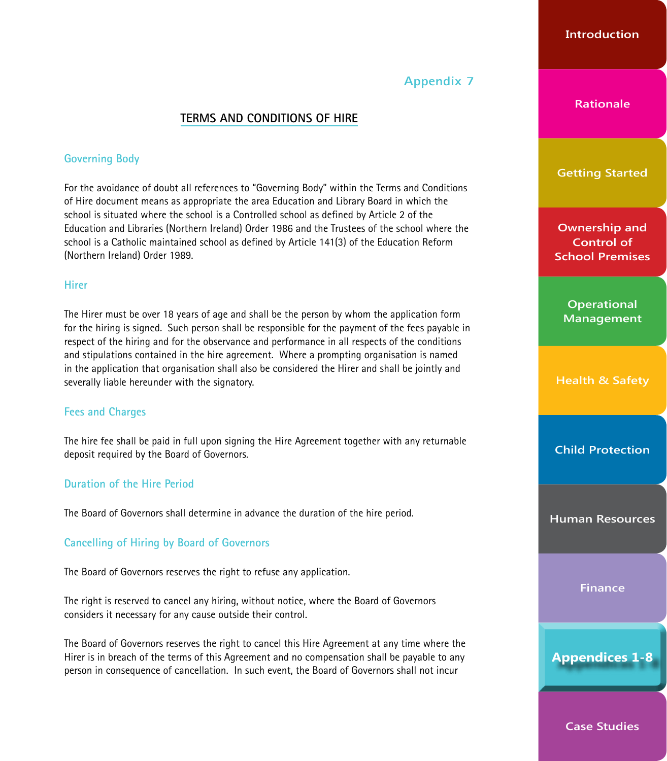Appendix 7

# TERMS AND CONDITIONS OF HIRE

## Governing Body

For the avoidance of doubt all references to "Governing Body" within the Terms and Conditions of Hire document means as appropriate the area Education and Library Board in which the school is situated where the school is a Controlled school as defined by Article 2 of the Education and Libraries (Northern Ireland) Order 1986 and the Trustees of the school where the school is a Catholic maintained school as defined by Article 141(3) of the Education Reform (Northern Ireland) Order 1989.

## Hirer

The Hirer must be over 18 years of age and shall be the person by whom the application form for the hiring is signed. Such person shall be responsible for the payment of the fees payable in respect of the hiring and for the observance and performance in all respects of the conditions and stipulations contained in the hire agreement. Where a prompting organisation is named in the application that organisation shall also be considered the Hirer and shall be jointly and severally liable hereunder with the signatory.

## Fees and Charges

The hire fee shall be paid in full upon signing the Hire Agreement together with any returnable deposit required by the Board of Governors.

## Duration of the Hire Period

The Board of Governors shall determine in advance the duration of the hire period.

## Cancelling of Hiring by Board of Governors

The Board of Governors reserves the right to refuse any application.

The right is reserved to cancel any hiring, without notice, where the Board of Governors considers it necessary for any cause outside their control.

The Board of Governors reserves the right to cancel this Hire Agreement at any time where the Hirer is in breach of the terms of this Agreement and no compensation shall be payable to any person in consequence of cancellation. In such event, the Board of Governors shall not incur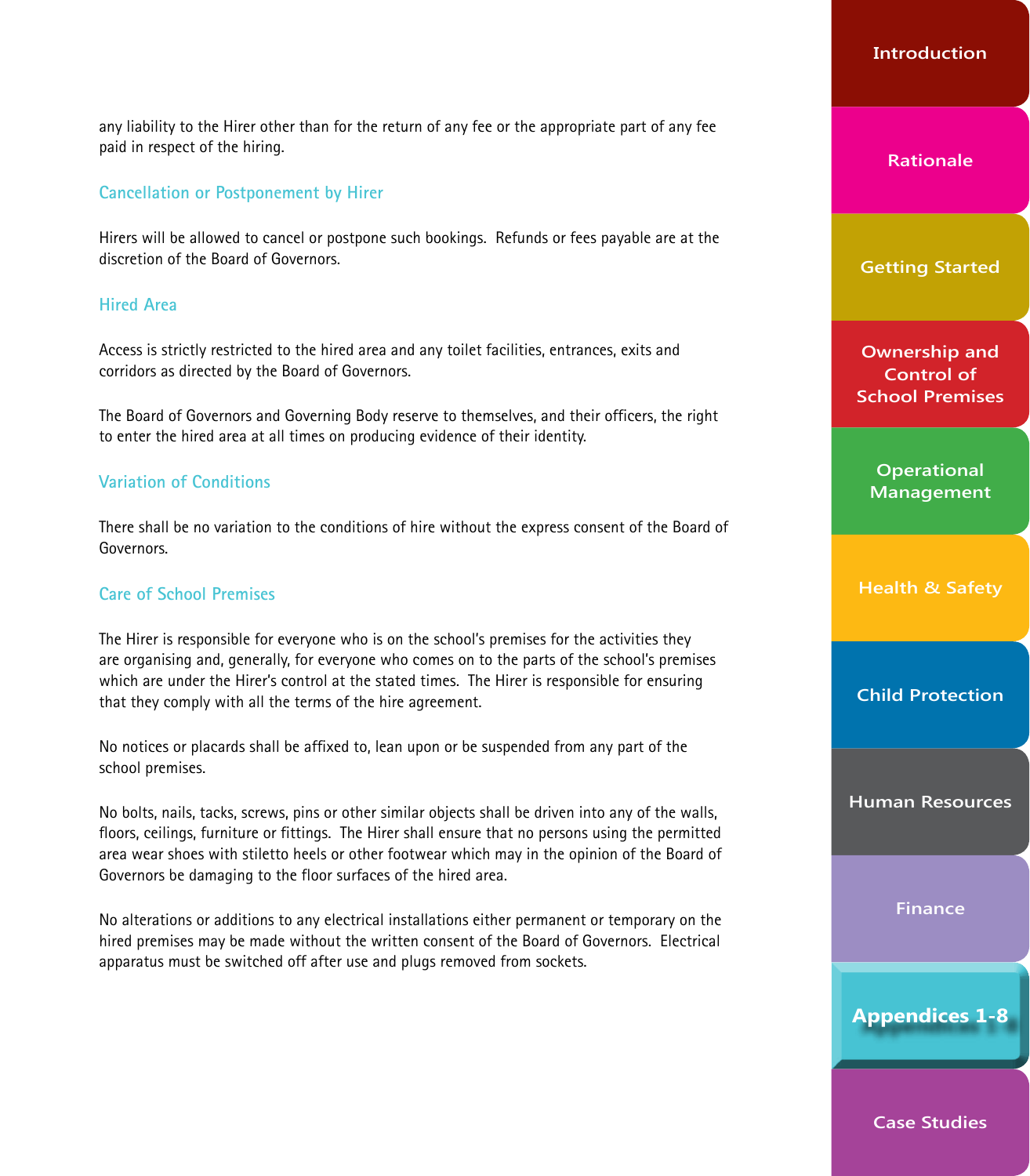any liability to the Hirer other than for the return of any fee or the appropriate part of any fee paid in respect of the hiring.

### Cancellation or Postponement by Hirer

Hirers will be allowed to cancel or postpone such bookings. Refunds or fees payable are at the discretion of the Board of Governors.

### Hired Area

Access is strictly restricted to the hired area and any toilet facilities, entrances, exits and corridors as directed by the Board of Governors.

The Board of Governors and Governing Body reserve to themselves, and their officers, the right to enter the hired area at all times on producing evidence of their identity.

### Variation of Conditions

There shall be no variation to the conditions of hire without the express consent of the Board of Governors.

### Care of School Premises

The Hirer is responsible for everyone who is on the school's premises for the activities they are organising and, generally, for everyone who comes on to the parts of the school's premises which are under the Hirer's control at the stated times. The Hirer is responsible for ensuring that they comply with all the terms of the hire agreement.

No notices or placards shall be affixed to, lean upon or be suspended from any part of the school premises.

No bolts, nails, tacks, screws, pins or other similar objects shall be driven into any of the walls, floors, ceilings, furniture or fittings. The Hirer shall ensure that no persons using the permitted area wear shoes with stiletto heels or other footwear which may in the opinion of the Board of Governors be damaging to the floor surfaces of the hired area.

No alterations or additions to any electrical installations either permanent or temporary on the hired premises may be made without the written consent of the Board of Governors. Electrical apparatus must be switched off after use and plugs removed from sockets.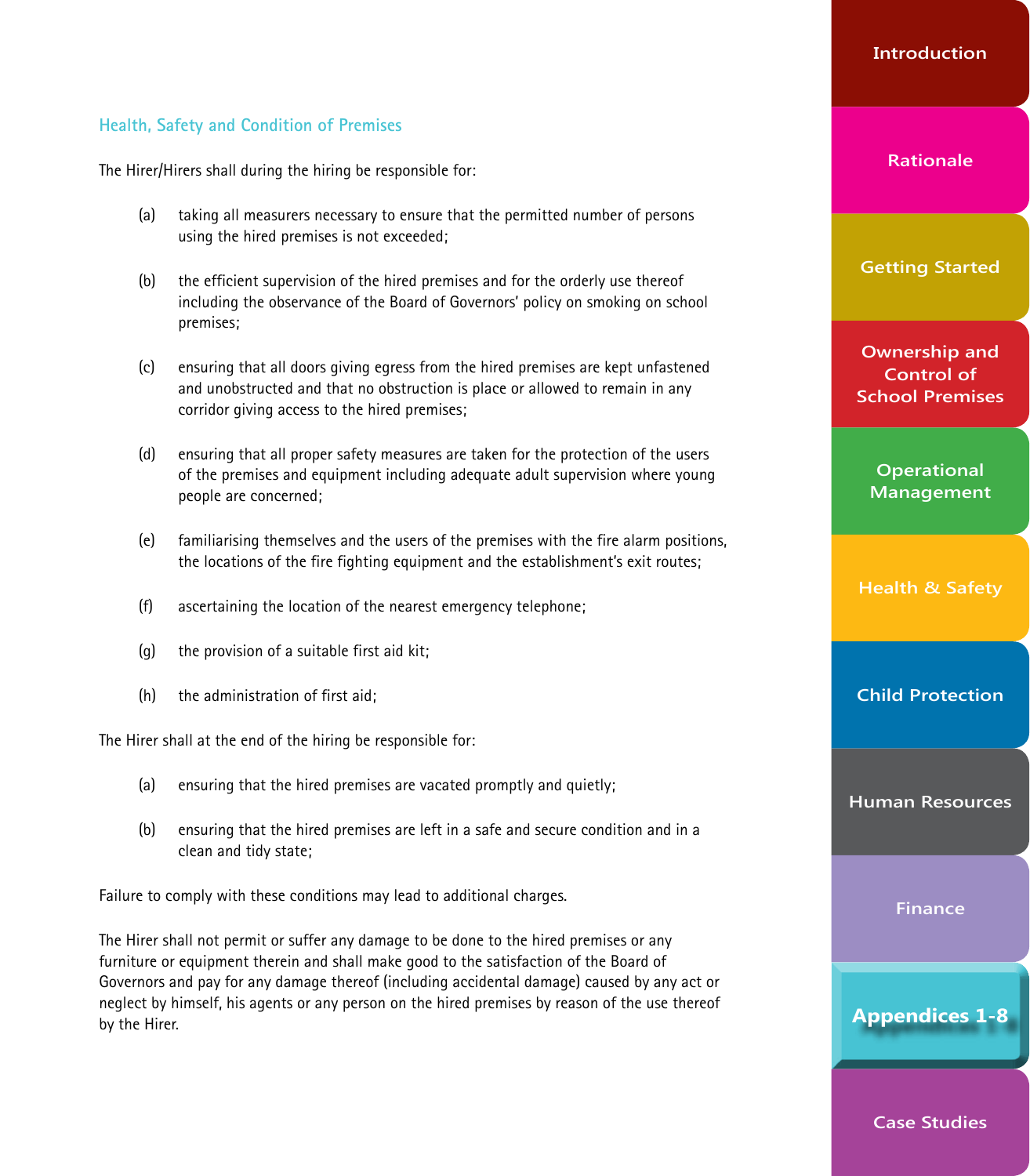## Health, Safety and Condition of Premises

The Hirer/Hirers shall during the hiring be responsible for:

(a) taking all measurers necessary to ensure that the permitted number of persons using the hired premises is not exceeded;

(b) the efficient supervision of the hired premises and for the orderly use thereof including the observance of the Board of Governors' policy on smoking on school premises;

(c) ensuring that all doors giving egress from the hired premises are kept unfastened and unobstructed and that no obstruction is place or allowed to remain in any corridor giving access to the hired premises;

(d) ensuring that all proper safety measures are taken for the protection of the users of the premises and equipment including adequate adult supervision where young people are concerned;

(e) familiarising themselves and the users of the premises with the fire alarm positions, the locations of the fire fighting equipment and the establishment's exit routes;

(f) ascertaining the location of the nearest emergency telephone;

(g) the provision of a suitable first aid kit;

(h) the administration of first aid;

The Hirer shall at the end of the hiring be responsible for:

(a) ensuring that the hired premises are vacated promptly and quietly;

(b) ensuring that the hired premises are left in a safe and secure condition and in a clean and tidy state;

Failure to comply with these conditions may lead to additional charges.

The Hirer shall not permit or suffer any damage to be done to the hired premises or any furniture or equipment therein and shall make good to the satisfaction of the Board of Governors and pay for any damage thereof (including accidental damage) caused by any act or neglect by himself, his agents or any person on the hired premises by reason of the use thereof by the Hirer.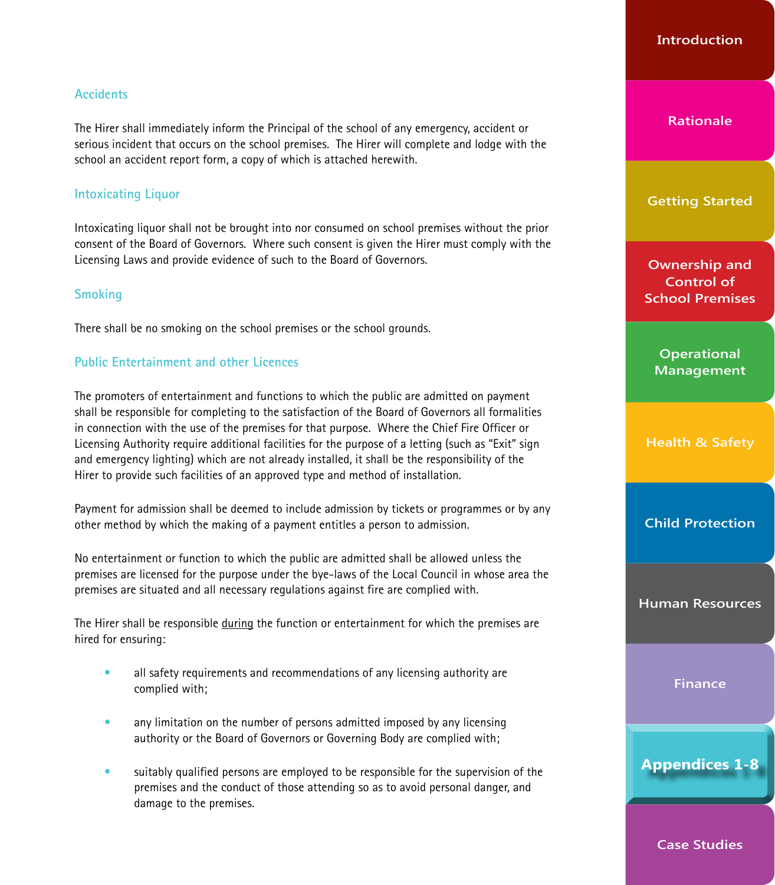## Accidents

The Hirer shall immediately inform the Principal of the school of any emergency, accident or serious incident that occurs on the school premises. The Hirer will complete and lodge with the school an accident report form, a copy of which is attached herewith.

## Intoxicating Liquor

Intoxicating liquor shall not be brought into nor consumed on school premises without the prior consent of the Board of Governors. Where such consent is given the Hirer must comply with the Licensing Laws and provide evidence of such to the Board of Governors.

## Smoking

There shall be no smoking on the school premises or the school grounds.

## Public Entertainment and other Licences

The promoters of entertainment and functions to which the public are admitted on payment shall be responsible for completing to the satisfaction of the Board of Governors all formalities in connection with the use of the premises for that purpose. Where the Chief Fire Officer or Licensing Authority require additional facilities for the purpose of a letting (such as "Exit" sign and emergency lighting) which are not already installed, it shall be the responsibility of the Hirer to provide such facilities of an approved type and method of installation.

Payment for admission shall be deemed to include admission by tickets or programmes or by any other method by which the making of a payment entitles a person to admission.

No entertainment or function to which the public are admitted shall be allowed unless the premises are licensed for the purpose under the bye-laws of the Local Council in whose area the premises are situated and all necessary regulations against fire are complied with.

The Hirer shall be responsible <u>during</u> the function or entertainment for which the premises are hired for ensuring:

- all safety requirements and recommendations of any licensing authority are complied with;
- any limitation on the number of persons admitted imposed by any licensing authority or the Board of Governors or Governing Body are complied with;
- suitably qualified persons are employed to be responsible for the supervision of the premises and the conduct of those attending so as to avoid personal danger, and damage to the premises.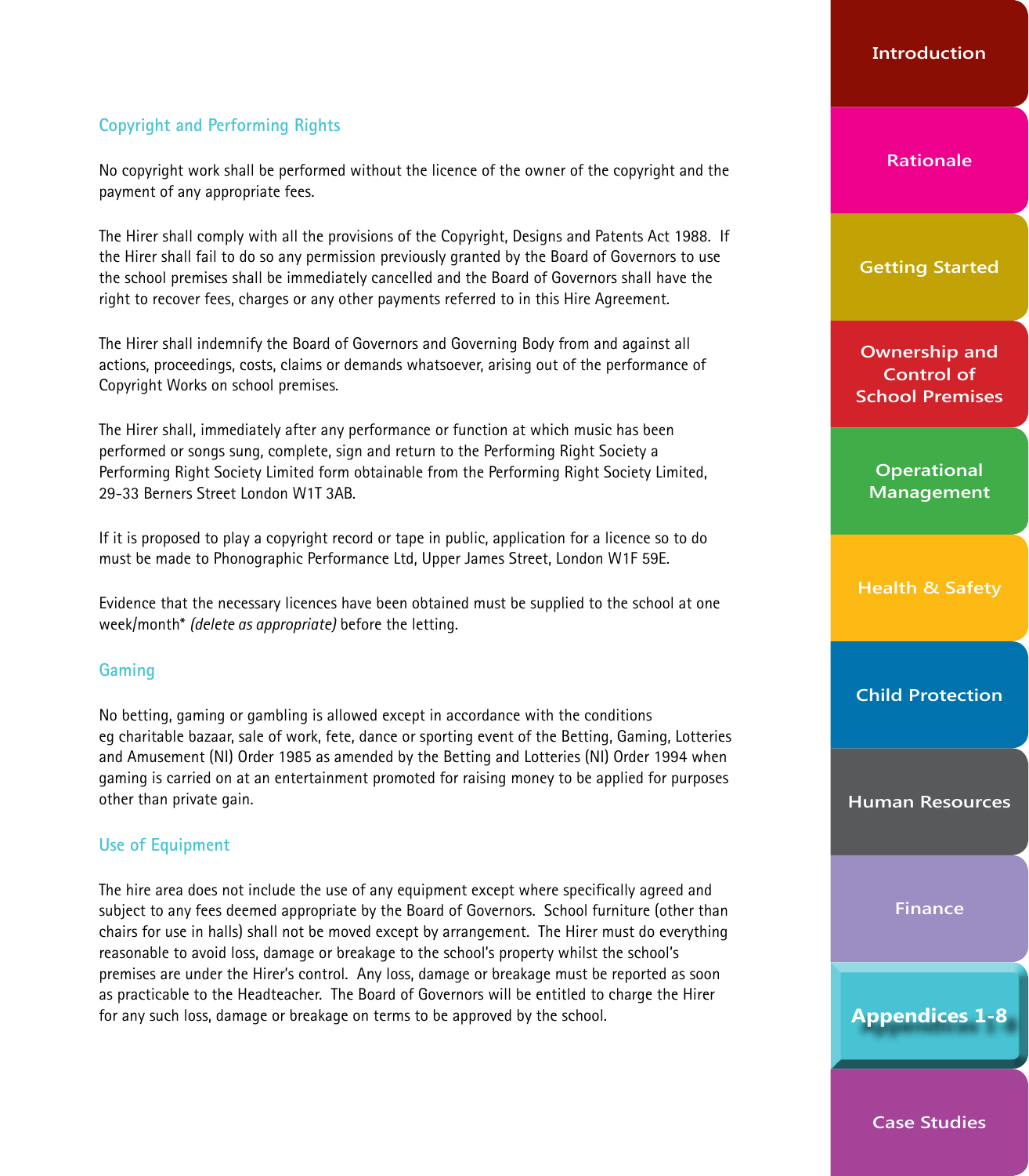## Copyright and Performing Rights

No copyright work shall be performed without the licence of the owner of the copyright and the payment of any appropriate fees.

The Hirer shall comply with all the provisions of the Copyright, Designs and Patents Act 1988. If the Hirer shall fail to do so any permission previously granted by the Board of Governors to use the school premises shall be immediately cancelled and the Board of Governors shall have the right to recover fees, charges or any other payments referred to in this Hire Agreement.

The Hirer shall indemnify the Board of Governors and Governing Body from and against all actions, proceedings, costs, claims or demands whatsoever, arising out of the performance of Copyright Works on school premises.

The Hirer shall, immediately after any performance or function at which music has been performed or songs sung, complete, sign and return to the Performing Right Society a Performing Right Society Limited form obtainable from the Performing Right Society Limited, 29-33 Berners Street London W1T 3AB.

If it is proposed to play a copyright record or tape in public, application for a licence so to do must be made to Phonographic Performance Ltd, Upper James Street, London W1F 59E.

Evidence that the necessary licences have been obtained must be supplied to the school at one week/month* *(delete as appropriate)* before the letting.

## Gaming

No betting, gaming or gambling is allowed except in accordance with the conditions eg charitable bazaar, sale of work, fete, dance or sporting event of the Betting, Gaming, Lotteries and Amusement (NI) Order 1985 as amended by the Betting and Lotteries (NI) Order 1994 when gaming is carried on at an entertainment promoted for raising money to be applied for purposes other than private gain.

## Use of Equipment

The hire area does not include the use of any equipment except where specifically agreed and subject to any fees deemed appropriate by the Board of Governors. School furniture (other than chairs for use in halls) shall not be moved except by arrangement. The Hirer must do everything reasonable to avoid loss, damage or breakage to the school's property whilst the school's premises are under the Hirer's control. Any loss, damage or breakage must be reported as soon as practicable to the Headteacher. The Board of Governors will be entitled to charge the Hirer for any such loss, damage or breakage on terms to be approved by the school.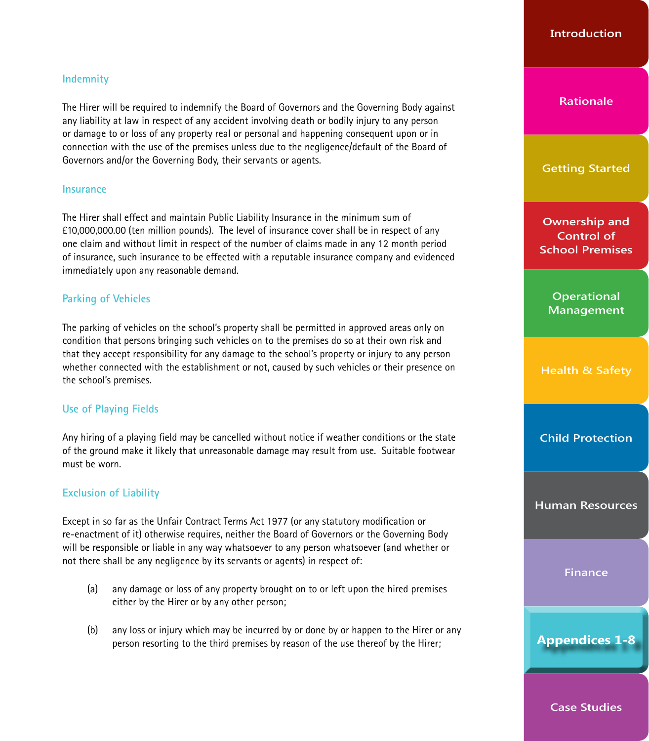## Indemnity

The Hirer will be required to indemnify the Board of Governors and the Governing Body against any liability at law in respect of any accident involving death or bodily injury to any person or damage to or loss of any property real or personal and happening consequent upon or in connection with the use of the premises unless due to the negligence/default of the Board of Governors and/or the Governing Body, their servants or agents.

## Insurance

The Hirer shall effect and maintain Public Liability Insurance in the minimum sum of £10,000,000.00 (ten million pounds). The level of insurance cover shall be in respect of any one claim and without limit in respect of the number of claims made in any 12 month period of insurance, such insurance to be effected with a reputable insurance company and evidenced immediately upon any reasonable demand.

## Parking of Vehicles

The parking of vehicles on the school's property shall be permitted in approved areas only on condition that persons bringing such vehicles on to the premises do so at their own risk and that they accept responsibility for any damage to the school's property or injury to any person whether connected with the establishment or not, caused by such vehicles or their presence on the school's premises.

## Use of Playing Fields

Any hiring of a playing field may be cancelled without notice if weather conditions or the state of the ground make it likely that unreasonable damage may result from use. Suitable footwear must be worn.

## Exclusion of Liability

Except in so far as the Unfair Contract Terms Act 1977 (or any statutory modification or re-enactment of it) otherwise requires, neither the Board of Governors or the Governing Body will be responsible or liable in any way whatsoever to any person whatsoever (and whether or not there shall be any negligence by its servants or agents) in respect of:

(a) any damage or loss of any property brought on to or left upon the hired premises either by the Hirer or by any other person;

(b) any loss or injury which may be incurred by or done by or happen to the Hirer or any person resorting to the third premises by reason of the use thereof by the Hirer;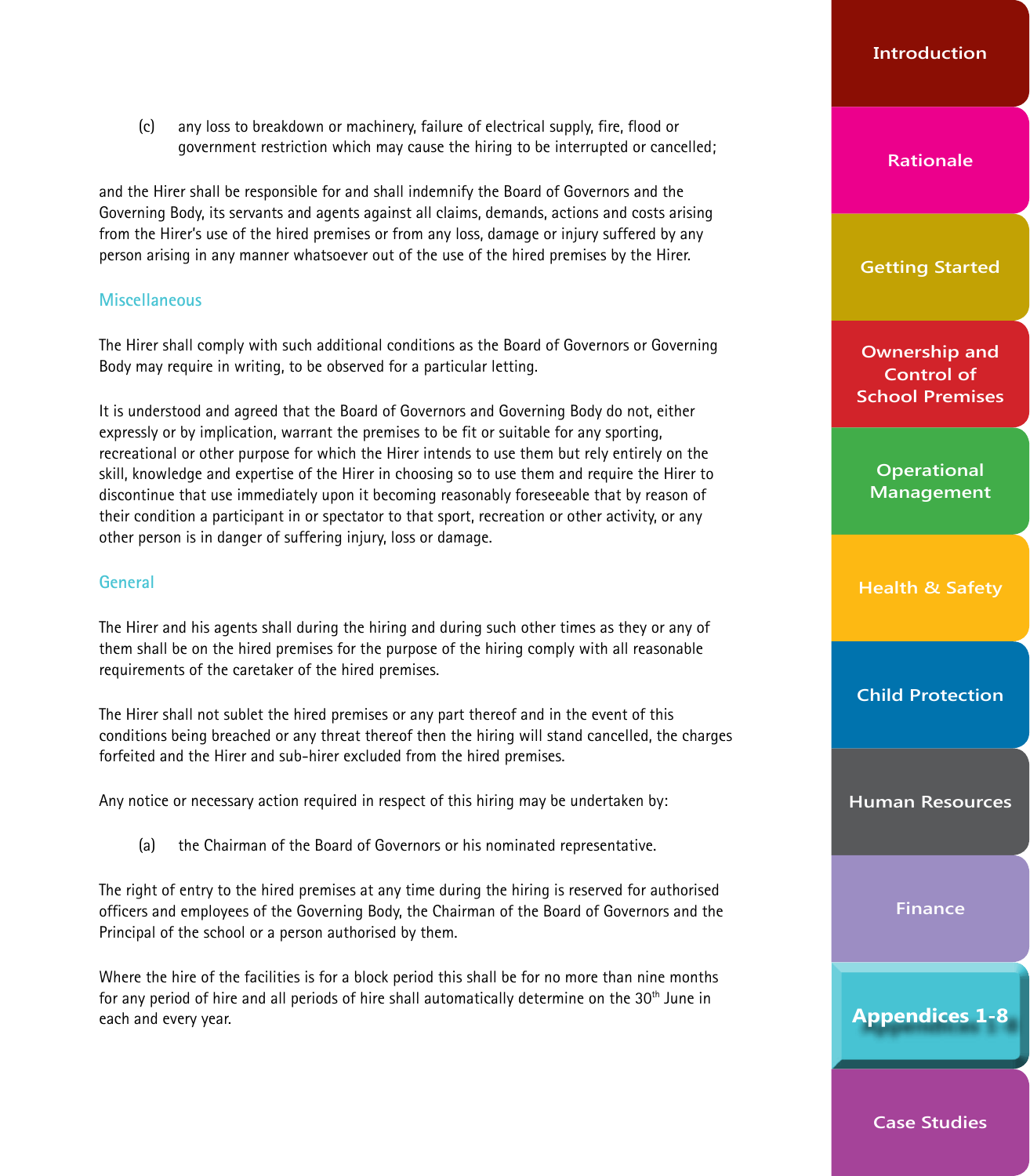(c) any loss to breakdown or machinery, failure of electrical supply, fire, flood or government restriction which may cause the hiring to be interrupted or cancelled;

and the Hirer shall be responsible for and shall indemnify the Board of Governors and the Governing Body, its servants and agents against all claims, demands, actions and costs arising from the Hirer's use of the hired premises or from any loss, damage or injury suffered by any person arising in any manner whatsoever out of the use of the hired premises by the Hirer.

### Miscellaneous

The Hirer shall comply with such additional conditions as the Board of Governors or Governing Body may require in writing, to be observed for a particular letting.

It is understood and agreed that the Board of Governors and Governing Body do not, either expressly or by implication, warrant the premises to be fit or suitable for any sporting, recreational or other purpose for which the Hirer intends to use them but rely entirely on the skill, knowledge and expertise of the Hirer in choosing so to use them and require the Hirer to discontinue that use immediately upon it becoming reasonably foreseeable that by reason of their condition a participant in or spectator to that sport, recreation or other activity, or any other person is in danger of suffering injury, loss or damage.

### General

The Hirer and his agents shall during the hiring and during such other times as they or any of them shall be on the hired premises for the purpose of the hiring comply with all reasonable requirements of the caretaker of the hired premises.

The Hirer shall not sublet the hired premises or any part thereof and in the event of this conditions being breached or any threat thereof then the hiring will stand cancelled, the charges forfeited and the Hirer and sub-hirer excluded from the hired premises.

Any notice or necessary action required in respect of this hiring may be undertaken by:

(a) the Chairman of the Board of Governors or his nominated representative.

The right of entry to the hired premises at any time during the hiring is reserved for authorised officers and employees of the Governing Body, the Chairman of the Board of Governors and the Principal of the school or a person authorised by them.

Where the hire of the facilities is for a block period this shall be for no more than nine months for any period of hire and all periods of hire shall automatically determine on the 30th June in each and every year.